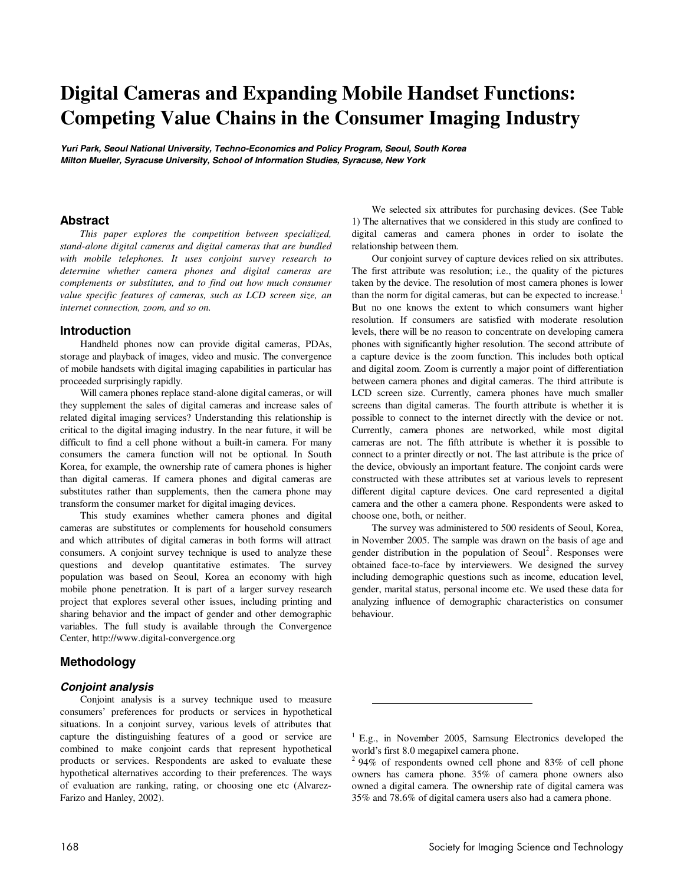# Digital Cameras and Expanding Mobile Handset Functions: Competing Value Chains in the Consumer Imaging Industry

***Yuri Park, Seoul National University, Techno-Economics and Policy Program, Seoul, South Korea***
***Milton Mueller, Syracuse University, School of Information Studies, Syracuse, New York***

## Abstract

*This paper explores the competition between specialized, stand-alone digital cameras and digital cameras that are bundled with mobile telephones. It uses conjoint survey research to determine whether camera phones and digital cameras are complements or substitutes, and to find out how much consumer value specific features of cameras, such as LCD screen size, an internet connection, zoom, and so on.*

## Introduction

Handheld phones now can provide digital cameras, PDAs, storage and playback of images, video and music. The convergence of mobile handsets with digital imaging capabilities in particular has proceeded surprisingly rapidly.

Will camera phones replace stand-alone digital cameras, or will they supplement the sales of digital cameras and increase sales of related digital imaging services? Understanding this relationship is critical to the digital imaging industry. In the near future, it will be difficult to find a cell phone without a built-in camera. For many consumers the camera function will not be optional. In South Korea, for example, the ownership rate of camera phones is higher than digital cameras. If camera phones and digital cameras are substitutes rather than supplements, then the camera phone may transform the consumer market for digital imaging devices.

This study examines whether camera phones and digital cameras are substitutes or complements for household consumers and which attributes of digital cameras in both forms will attract consumers. A conjoint survey technique is used to analyze these questions and develop quantitative estimates. The survey population was based on Seoul, Korea an economy with high mobile phone penetration. It is part of a larger survey research project that explores several other issues, including printing and sharing behavior and the impact of gender and other demographic variables. The full study is available through the Convergence Center, http://www.digital-convergence.org

## Methodology

### *Conjoint analysis*

Conjoint analysis is a survey technique used to measure consumers' preferences for products or services in hypothetical situations. In a conjoint survey, various levels of attributes that capture the distinguishing features of a good or service are combined to make conjoint cards that represent hypothetical products or services. Respondents are asked to evaluate these hypothetical alternatives according to their preferences. The ways of evaluation are ranking, rating, or choosing one etc (Alvarez-Farizo and Hanley, 2002).

We selected six attributes for purchasing devices. (See Table 1) The alternatives that we considered in this study are confined to digital cameras and camera phones in order to isolate the relationship between them.

Our conjoint survey of capture devices relied on six attributes. The first attribute was resolution; i.e., the quality of the pictures taken by the device. The resolution of most camera phones is lower than the norm for digital cameras, but can be expected to increase.[1] But no one knows the extent to which consumers want higher resolution. If consumers are satisfied with moderate resolution levels, there will be no reason to concentrate on developing camera phones with significantly higher resolution. The second attribute of a capture device is the zoom function. This includes both optical and digital zoom. Zoom is currently a major point of differentiation between camera phones and digital cameras. The third attribute is LCD screen size. Currently, camera phones have much smaller screens than digital cameras. The fourth attribute is whether it is possible to connect to the internet directly with the device or not. Currently, camera phones are networked, while most digital cameras are not. The fifth attribute is whether it is possible to connect to a printer directly or not. The last attribute is the price of the device, obviously an important feature. The conjoint cards were constructed with these attributes set at various levels to represent different digital capture devices. One card represented a digital camera and the other a camera phone. Respondents were asked to choose one, both, or neither.

The survey was administered to 500 residents of Seoul, Korea, in November 2005. The sample was drawn on the basis of age and gender distribution in the population of Seoul[2]. Responses were obtained face-to-face by interviewers. We designed the survey including demographic questions such as income, education level, gender, marital status, personal income etc. We used these data for analyzing influence of demographic characteristics on consumer behaviour.

---

[1] E.g., in November 2005, Samsung Electronics developed the world's first 8.0 megapixel camera phone.

[2] 94% of respondents owned cell phone and 83% of cell phone owners has camera phone. 35% of camera phone owners also owned a digital camera. The ownership rate of digital camera was 35% and 78.6% of digital camera users also had a camera phone.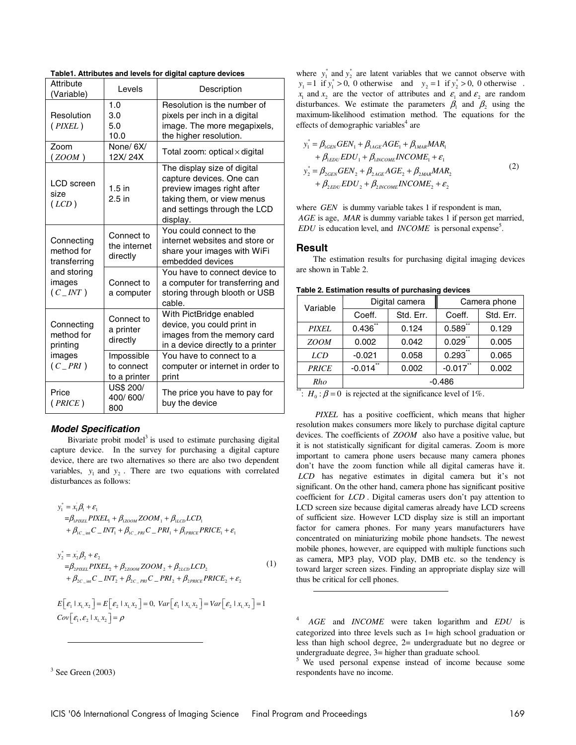**Table1. Attributes and levels for digital capture devices**

| Attribute (Variable) | Levels | Description |
|---|---|---|
| Resolution ( *PIXEL* ) | 1.0<br>3.0<br>5.0<br>10.0 | Resolution is the number of pixels per inch in a digital image. The more megapixels, the higher resolution. |
| Zoom ( *ZOOM* ) | None/ 6X/ 12X/ 24X | Total zoom: optical $\times$ digital |
| LCD screen size ( *LCD* ) | 1.5 in<br>2.5 in | The display size of digital capture devices. One can preview images right after taking them, or view menus and settings through the LCD display. |
| Connecting method for transferring and storing images ( $C\_INT$ ) | Connect to the internet directly | You could connect to the internet websites and store or share your images with WiFi embedded devices |
| | Connect to a computer | You have to connect device to a computer for transferring and storing through blooth or USB cable. |
| Connecting method for printing images ( $C\_PRI$ ) | Connect to a printer directly | With PictBridge enabled device, you could print in images from the memory card in a device directly to a printer |
| | Impossible to connect to a printer | You have to connect to a computer or internet in order to print |
| Price ( *PRICE* ) | US$ 200/ 400/ 600/ 800 | The price you have to pay for buy the device |

### Model Specification

Bivariate probit model[3] is used to estimate purchasing digital capture device. In the survey for purchasing a digital capture device, there are two alternatives so there are also two dependent variables, $y_1$ and $y_2$. There are two equations with correlated disturbances as follows:

$$
\begin{aligned}
y_1^* &= x_1'\beta_1 + \varepsilon_1 \\
&= \beta_{1PIXEL} PIXEL_1 + \beta_{1ZOOM} ZOOM_1 + \beta_{1LCD} LCD_1 \\
&\quad + \beta_{1C\_int} C\_INT_1 + \beta_{1C\_PRI} C\_PRI_1 + \beta_{1PRICE} PRICE_1 + \varepsilon_1 \\
y_2^* &= x_2'\beta_2 + \varepsilon_2 \\
&= \beta_{2PIXEL} PIXEL_2 + \beta_{2ZOOM} ZOOM_2 + \beta_{2LCD} LCD_2 \\
&\quad + \beta_{2C\_int} C\_INT_2 + \beta_{2C\_PRI} C\_PRI_2 + \beta_{2PRICE} PRICE_2 + \varepsilon_2
\end{aligned}
\tag{1}
$$

$$
E[\varepsilon_1 \mid x_1, x_2] = E[\varepsilon_2 \mid x_1, x_2] = 0,\ Var[\varepsilon_1 \mid x_1, x_2] = Var[\varepsilon_2 \mid x_1, x_2] = 1
$$

$$
Cov[\varepsilon_1, \varepsilon_2 \mid x_1, x_2] = \rho
$$

where $y_1^*$ and $y_2^*$ are latent variables that we cannot observe with $y_1 = 1$ if $y_1^* > 0$, 0 otherwise and $y_2 = 1$ if $y_2^* > 0$, 0 otherwise. $x_1$ and $x_2$ are the vector of attributes and $\varepsilon_1$ and $\varepsilon_2$ are random disturbances. We estimate the parameters $\beta_1$ and $\beta_2$ using the maximum-likelihood estimation method. The equations for the effects of demographic variables[4] are

$$
\begin{aligned}
y_1^* &= \beta_{1GEN} GEN_1 + \beta_{1AGE} AGE_1 + \beta_{1MAR} MAR_1 \\
&\quad + \beta_{1EDU} EDU_1 + \beta_{1INCOME} INCOME_1 + \varepsilon_1 \\
y_2^* &= \beta_{2GEN} GEN_2 + \beta_{2AGE} AGE_2 + \beta_{2MAR} MAR_2 \\
&\quad + \beta_{2EDU} EDU_2 + \beta_{2INCOME} INCOME_2 + \varepsilon_2
\end{aligned}
\tag{2}
$$

where *GEN* is dummy variable takes 1 if respondent is man, *AGE* is age, *MAR* is dummy variable takes 1 if person get married, *EDU* is education level, and *INCOME* is personal expense[5].

## Result

The estimation results for purchasing digital imaging devices are shown in Table 2.

**Table 2. Estimation results of purchasing devices**

| Variable | Digital camera | | Camera phone | |
|---|---|---|---|---|
| | Coeff. | Std. Err. | Coeff. | Std. Err. |
| *PIXEL* | 0.436** | 0.124 | 0.589** | 0.129 |
| *ZOOM* | 0.002 | 0.042 | 0.029** | 0.005 |
| *LCD* | -0.021 | 0.058 | 0.293** | 0.065 |
| *PRICE* | -0.014** | 0.002 | -0.017** | 0.002 |
| *Rho* | -0.486 | | | |

**: $H_0 : \beta = 0$ is rejected at the significance level of 1%.

*PIXEL* has a positive coefficient, which means that higher resolution makes consumers more likely to purchase digital capture devices. The coefficients of *ZOOM* also have a positive value, but it is not statistically significant for digital cameras. Zoom is more important to camera phone users because many camera phones don't have the zoom function while all digital cameras have it. *LCD* has negative estimates in digital camera but it's not significant. On the other hand, camera phone has significant positive coefficient for *LCD*. Digital cameras users don't pay attention to LCD screen size because digital cameras already have LCD screens of sufficient size. However LCD display size is still an important factor for camera phones. For many years manufacturers have concentrated on miniaturizing mobile phone handsets. The newest mobile phones, however, are equipped with multiple functions such as camera, MP3 play, VOD play, DMB etc. so the tendency is toward larger screen sizes. Finding an appropriate display size will thus be critical for cell phones.

---

[3] See Green (2003)

[4] *AGE* and *INCOME* were taken logarithm and *EDU* is categorized into three levels such as 1= high school graduation or less than high school degree, 2= undergraduate but no degree or undergraduate degree, 3= higher than graduate school.

[5] We used personal expense instead of income because some respondents have no income.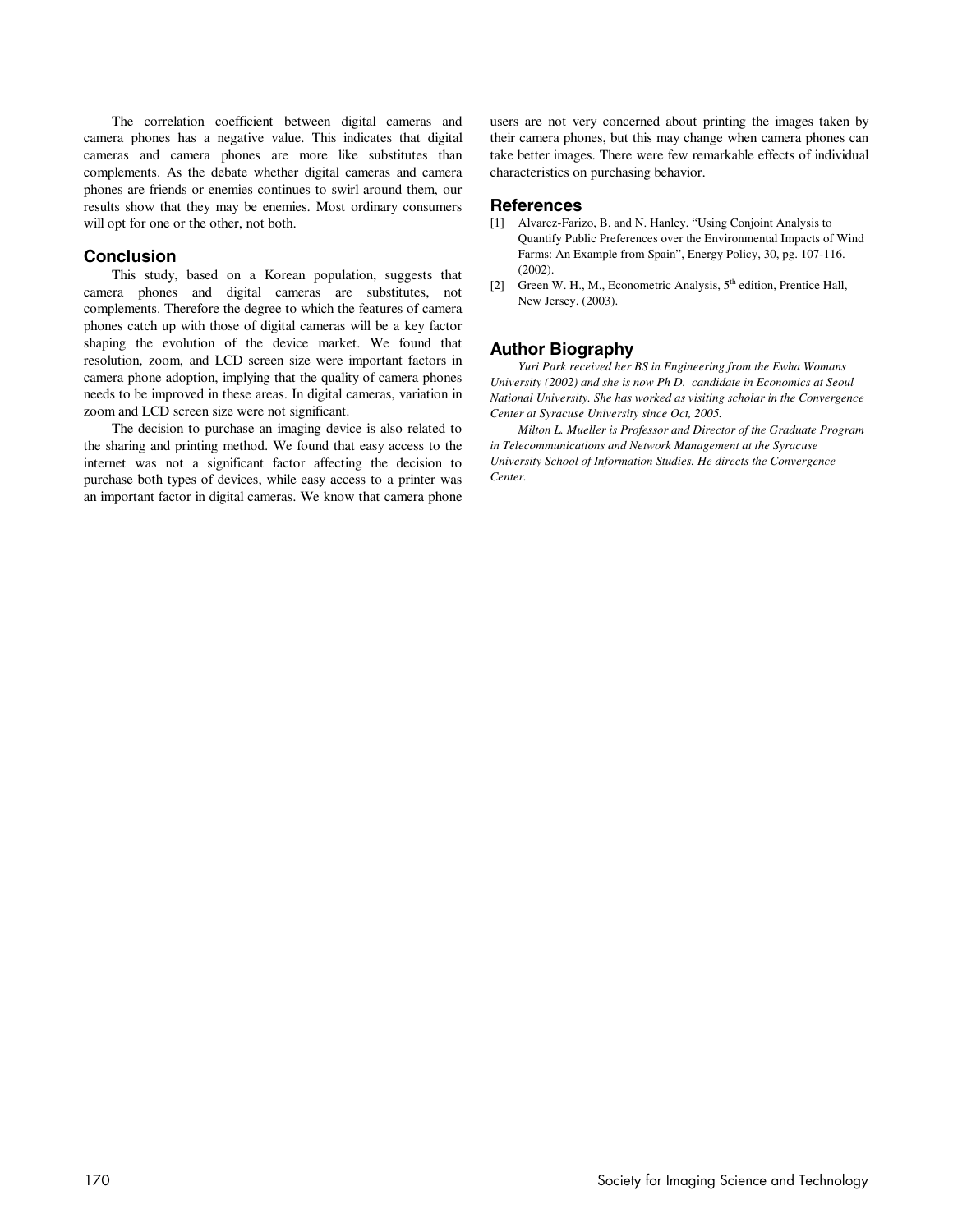The correlation coefficient between digital cameras and camera phones has a negative value. This indicates that digital cameras and camera phones are more like substitutes than complements. As the debate whether digital cameras and camera phones are friends or enemies continues to swirl around them, our results show that they may be enemies. Most ordinary consumers will opt for one or the other, not both.

## Conclusion

This study, based on a Korean population, suggests that camera phones and digital cameras are substitutes, not complements. Therefore the degree to which the features of camera phones catch up with those of digital cameras will be a key factor shaping the evolution of the device market. We found that resolution, zoom, and LCD screen size were important factors in camera phone adoption, implying that the quality of camera phones needs to be improved in these areas. In digital cameras, variation in zoom and LCD screen size were not significant.

The decision to purchase an imaging device is also related to the sharing and printing method. We found that easy access to the internet was not a significant factor affecting the decision to purchase both types of devices, while easy access to a printer was an important factor in digital cameras. We know that camera phone users are not very concerned about printing the images taken by their camera phones, but this may change when camera phones can take better images. There were few remarkable effects of individual characteristics on purchasing behavior.

## References

[1] Alvarez-Farizo, B. and N. Hanley, "Using Conjoint Analysis to Quantify Public Preferences over the Environmental Impacts of Wind Farms: An Example from Spain", Energy Policy, 30, pg. 107-116. (2002).

[2] Green W. H., M., Econometric Analysis, 5th edition, Prentice Hall, New Jersey. (2003).

## Author Biography

*Yuri Park received her BS in Engineering from the Ewha Womans University (2002) and she is now Ph D. candidate in Economics at Seoul National University. She has worked as visiting scholar in the Convergence Center at Syracuse University since Oct, 2005.*

*Milton L. Mueller is Professor and Director of the Graduate Program in Telecommunications and Network Management at the Syracuse University School of Information Studies. He directs the Convergence Center.*